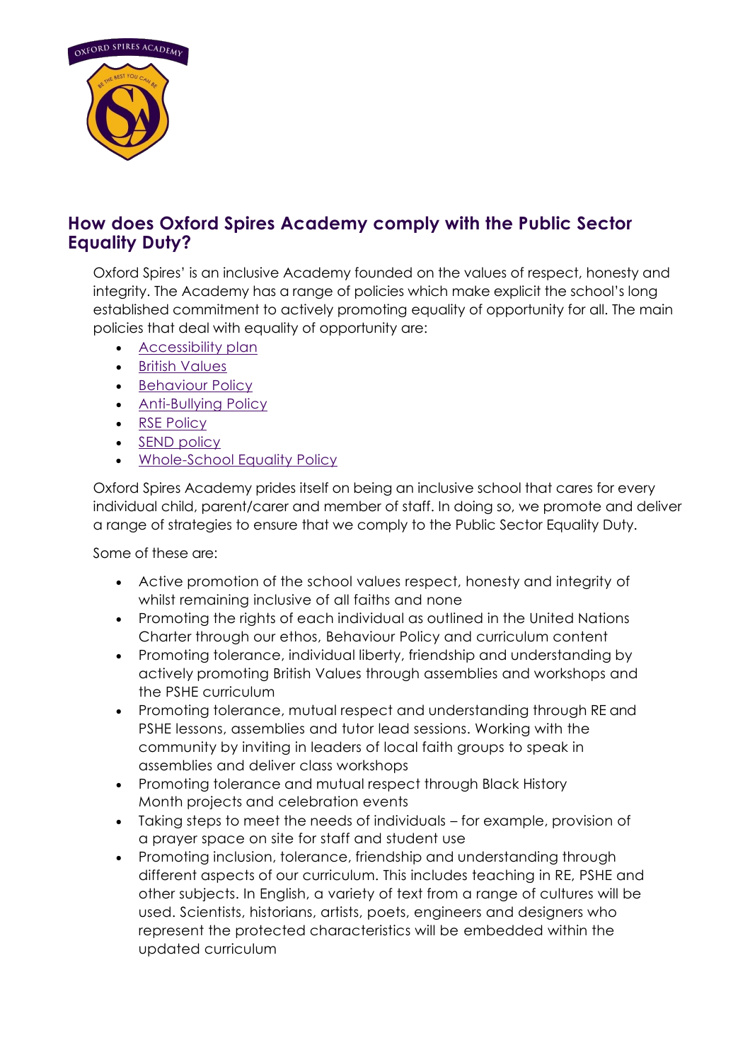## How does Oxford Spires Academy comply with the Public Sector Equality Duty?

Oxford Spires' is an inclusive Academy founded on the values of respect, honesty and integrity. The Academy has a range of policies which make explicit the school's long established commitment to actively promoting equality of opportunity for all. The main policies that deal with equality of opportunity are:

- Accessibility plan
- British Values
- Behaviour Policy
- Anti-Bullying Policy
- RSE Policy
- SEND policy
- Whole-School Equality Policy

Oxford Spires Academy prides itself on being an inclusive school that cares for every individual child, parent/carer and member of staff. In doing so, we promote and deliver a range of strategies to ensure that we comply to the Public Sector Equality Duty.

Some of these are:

- Active promotion of the school values respect, honesty and integrity of whilst remaining inclusive of all faiths and none
- Promoting the rights of each individual as outlined in the United Nations Charter through our ethos, Behaviour Policy and curriculum content
- Promoting tolerance, individual liberty, friendship and understanding by actively promoting British Values through assemblies and workshops and the PSHE curriculum
- Promoting tolerance, mutual respect and understanding through RE and PSHE lessons, assemblies and tutor lead sessions. Working with the community by inviting in leaders of local faith groups to speak in assemblies and deliver class workshops
- Promoting tolerance and mutual respect through Black History Month projects and celebration events
- Taking steps to meet the needs of individuals – for example, provision of a prayer space on site for staff and student use
- Promoting inclusion, tolerance, friendship and understanding through different aspects of our curriculum. This includes teaching in RE, PSHE and other subjects. In English, a variety of text from a range of cultures will be used. Scientists, historians, artists, poets, engineers and designers who represent the protected characteristics will be embedded within the updated curriculum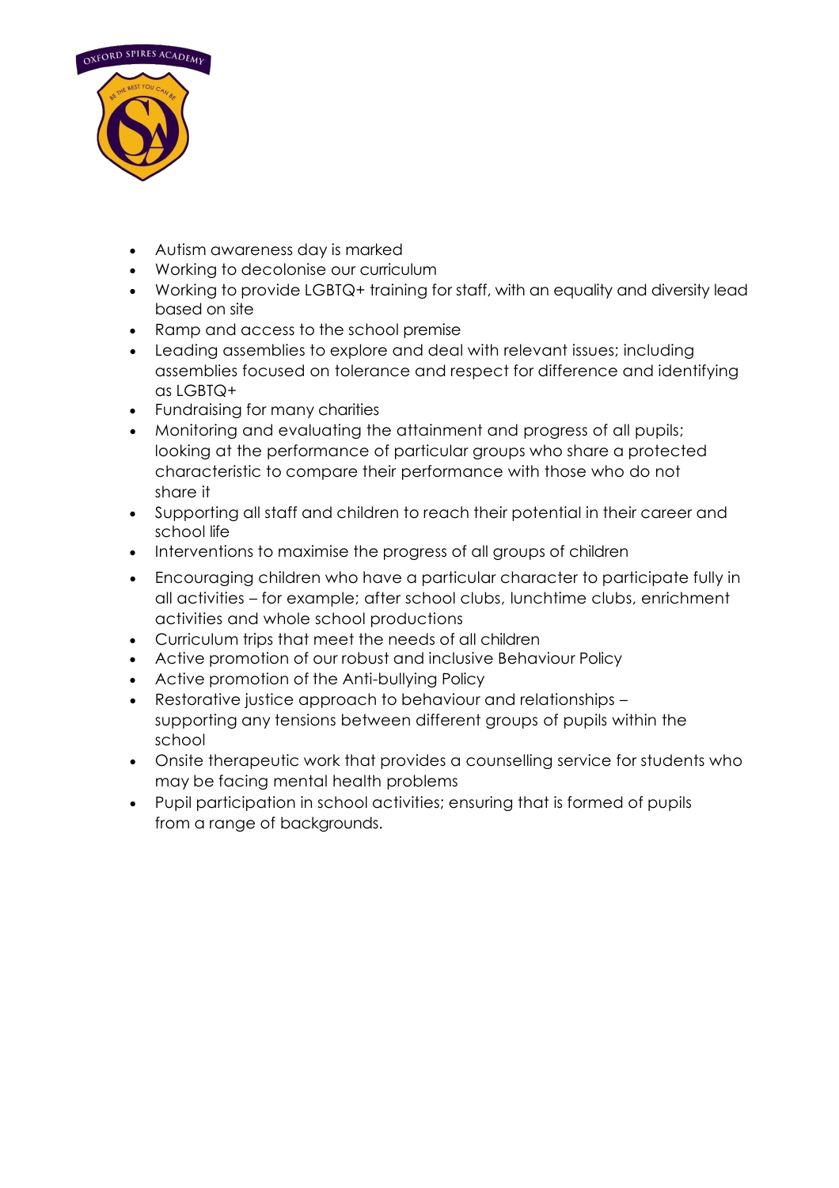- Autism awareness day is marked
- Working to decolonise our curriculum
- Working to provide LGBTQ+ training for staff, with an equality and diversity lead based on site
- Ramp and access to the school premise
- Leading assemblies to explore and deal with relevant issues; including assemblies focused on tolerance and respect for difference and identifying as LGBTQ+
- Fundraising for many charities
- Monitoring and evaluating the attainment and progress of all pupils; looking at the performance of particular groups who share a protected characteristic to compare their performance with those who do not share it
- Supporting all staff and children to reach their potential in their career and school life
- Interventions to maximise the progress of all groups of children
- Encouraging children who have a particular character to participate fully in all activities – for example; after school clubs, lunchtime clubs, enrichment activities and whole school productions
- Curriculum trips that meet the needs of all children
- Active promotion of our robust and inclusive Behaviour Policy
- Active promotion of the Anti-bullying Policy
- Restorative justice approach to behaviour and relationships – supporting any tensions between different groups of pupils within the school
- Onsite therapeutic work that provides a counselling service for students who may be facing mental health problems
- Pupil participation in school activities; ensuring that is formed of pupils from a range of backgrounds.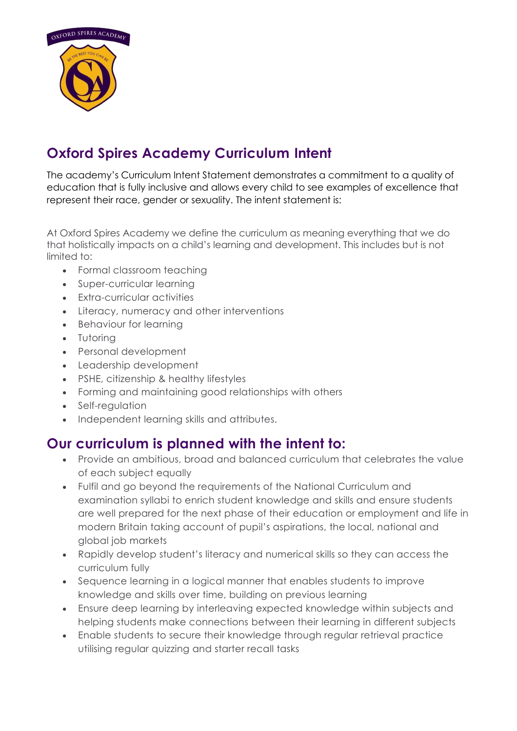# Oxford Spires Academy Curriculum Intent

The academy's Curriculum Intent Statement demonstrates a commitment to a quality of education that is fully inclusive and allows every child to see examples of excellence that represent their race, gender or sexuality. The intent statement is:

At Oxford Spires Academy we define the curriculum as meaning everything that we do that holistically impacts on a child's learning and development. This includes but is not limited to:

- Formal classroom teaching
- Super-curricular learning
- Extra-curricular activities
- Literacy, numeracy and other interventions
- Behaviour for learning
- Tutoring
- Personal development
- Leadership development
- PSHE, citizenship & healthy lifestyles
- Forming and maintaining good relationships with others
- Self-regulation
- Independent learning skills and attributes.

## Our curriculum is planned with the intent to:

- Provide an ambitious, broad and balanced curriculum that celebrates the value of each subject equally
- Fulfil and go beyond the requirements of the National Curriculum and examination syllabi to enrich student knowledge and skills and ensure students are well prepared for the next phase of their education or employment and life in modern Britain taking account of pupil's aspirations, the local, national and global job markets
- Rapidly develop student's literacy and numerical skills so they can access the curriculum fully
- Sequence learning in a logical manner that enables students to improve knowledge and skills over time, building on previous learning
- Ensure deep learning by interleaving expected knowledge within subjects and helping students make connections between their learning in different subjects
- Enable students to secure their knowledge through regular retrieval practice utilising regular quizzing and starter recall tasks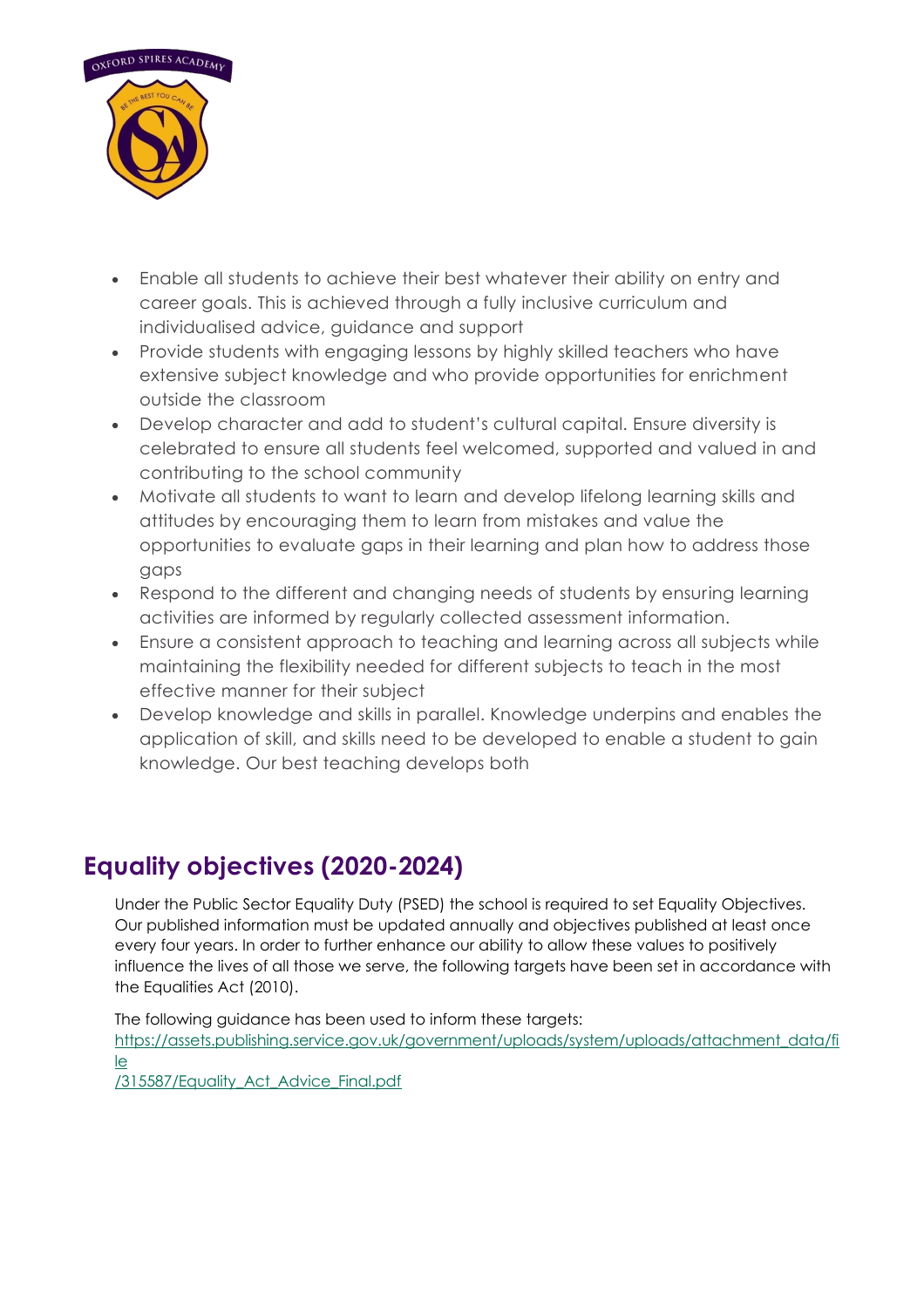- Enable all students to achieve their best whatever their ability on entry and career goals. This is achieved through a fully inclusive curriculum and individualised advice, guidance and support
- Provide students with engaging lessons by highly skilled teachers who have extensive subject knowledge and who provide opportunities for enrichment outside the classroom
- Develop character and add to student's cultural capital. Ensure diversity is celebrated to ensure all students feel welcomed, supported and valued in and contributing to the school community
- Motivate all students to want to learn and develop lifelong learning skills and attitudes by encouraging them to learn from mistakes and value the opportunities to evaluate gaps in their learning and plan how to address those gaps
- Respond to the different and changing needs of students by ensuring learning activities are informed by regularly collected assessment information.
- Ensure a consistent approach to teaching and learning across all subjects while maintaining the flexibility needed for different subjects to teach in the most effective manner for their subject
- Develop knowledge and skills in parallel. Knowledge underpins and enables the application of skill, and skills need to be developed to enable a student to gain knowledge. Our best teaching develops both

## Equality objectives (2020-2024)

Under the Public Sector Equality Duty (PSED) the school is required to set Equality Objectives. Our published information must be updated annually and objectives published at least once every four years. In order to further enhance our ability to allow these values to positively influence the lives of all those we serve, the following targets have been set in accordance with the Equalities Act (2010).

The following guidance has been used to inform these targets:
https://assets.publishing.service.gov.uk/government/uploads/system/uploads/attachment_data/file/315587/Equality_Act_Advice_Final.pdf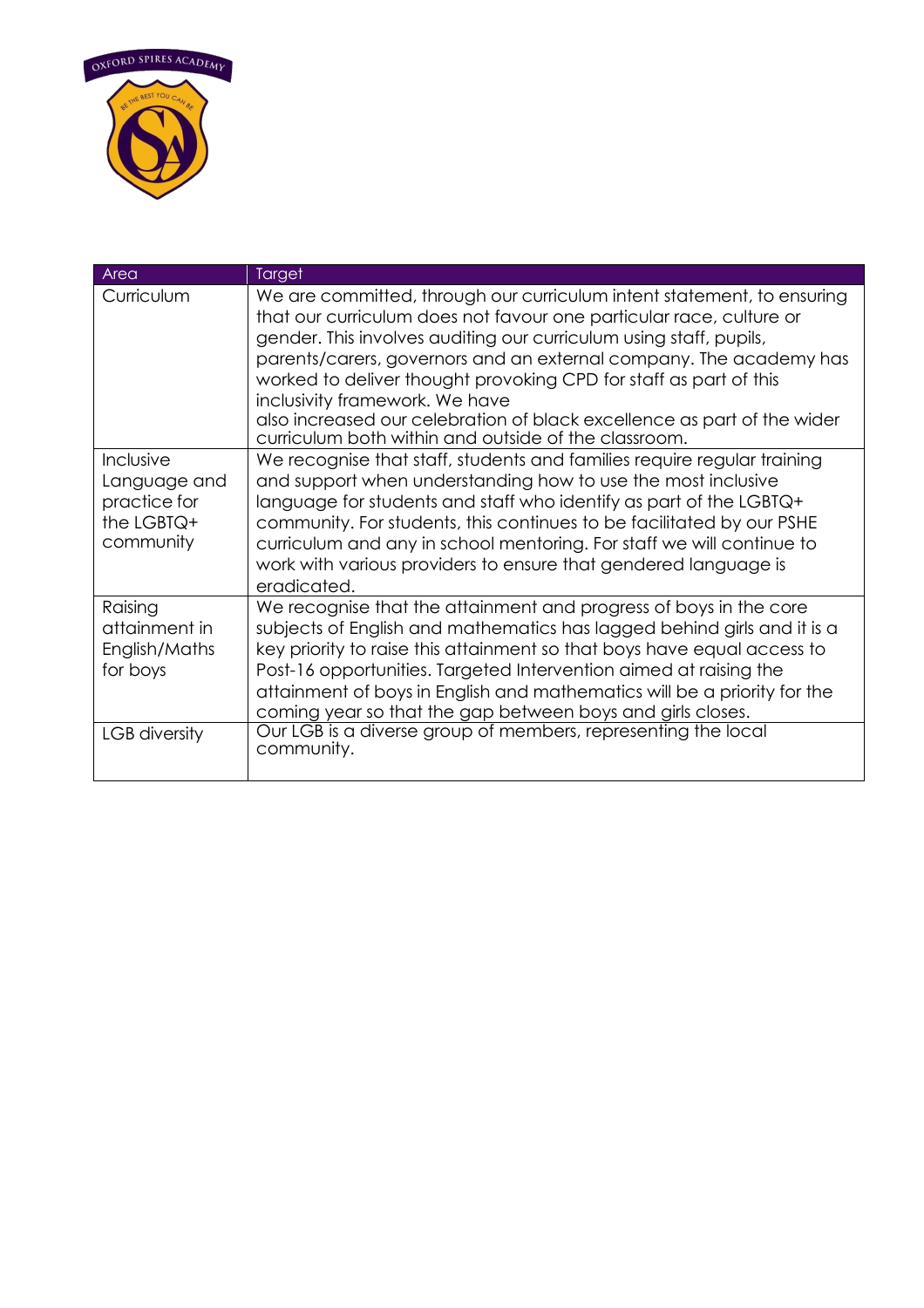| Area | Target |
|---|---|
| Curriculum | We are committed, through our curriculum intent statement, to ensuring that our curriculum does not favour one particular race, culture or gender. This involves auditing our curriculum using staff, pupils, parents/carers, governors and an external company. The academy has worked to deliver thought provoking CPD for staff as part of this inclusivity framework. We have also increased our celebration of black excellence as part of the wider curriculum both within and outside of the classroom. |
| Inclusive Language and practice for the LGBTQ+ community | We recognise that staff, students and families require regular training and support when understanding how to use the most inclusive language for students and staff who identify as part of the LGBTQ+ community. For students, this continues to be facilitated by our PSHE curriculum and any in school mentoring. For staff we will continue to work with various providers to ensure that gendered language is eradicated. |
| Raising attainment in English/Maths for boys | We recognise that the attainment and progress of boys in the core subjects of English and mathematics has lagged behind girls and it is a key priority to raise this attainment so that boys have equal access to Post-16 opportunities. Targeted Intervention aimed at raising the attainment of boys in English and mathematics will be a priority for the coming year so that the gap between boys and girls closes. |
| LGB diversity | Our LGB is a diverse group of members, representing the local community. |